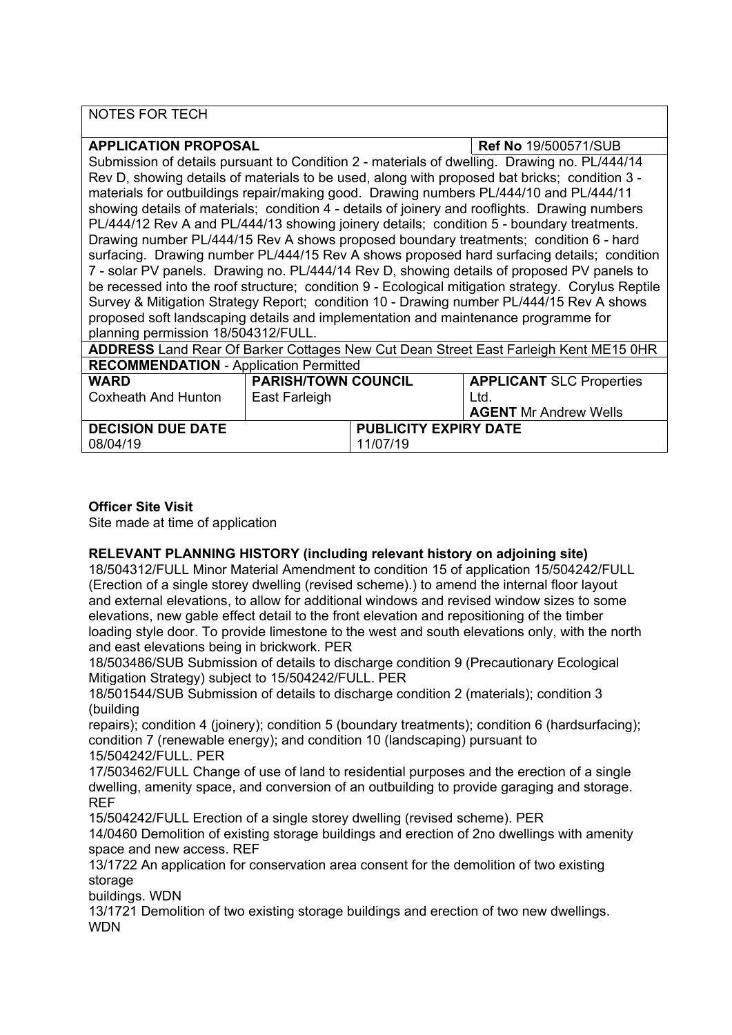| NOTES FOR TECH | | | |
|---|---|---|---|
| **APPLICATION PROPOSAL** | | | **Ref No** 19/500571/SUB |
| Submission of details pursuant to Condition 2 - materials of dwelling. Drawing no. PL/444/14 Rev D, showing details of materials to be used, along with proposed bat bricks; condition 3 - materials for outbuildings repair/making good. Drawing numbers PL/444/10 and PL/444/11 showing details of materials; condition 4 - details of joinery and rooflights. Drawing numbers PL/444/12 Rev A and PL/444/13 showing joinery details; condition 5 - boundary treatments. Drawing number PL/444/15 Rev A shows proposed boundary treatments; condition 6 - hard surfacing. Drawing number PL/444/15 Rev A shows proposed hard surfacing details; condition 7 - solar PV panels. Drawing no. PL/444/14 Rev D, showing details of proposed PV panels to be recessed into the roof structure; condition 9 - Ecological mitigation strategy. Corylus Reptile Survey & Mitigation Strategy Report; condition 10 - Drawing number PL/444/15 Rev A shows proposed soft landscaping details and implementation and maintenance programme for planning permission 18/504312/FULL. | | | |
| **ADDRESS** Land Rear Of Barker Cottages New Cut Dean Street East Farleigh Kent ME15 0HR | | | |
| **RECOMMENDATION** - Application Permitted | | | |
| **WARD** Coxheath And Hunton | **PARISH/TOWN COUNCIL** East Farleigh | | **APPLICANT** SLC Properties Ltd. **AGENT** Mr Andrew Wells |
| **DECISION DUE DATE** 08/04/19 | | **PUBLICITY EXPIRY DATE** 11/07/19 | |

**Officer Site Visit**

Site made at time of application

**RELEVANT PLANNING HISTORY (including relevant history on adjoining site)**

18/504312/FULL Minor Material Amendment to condition 15 of application 15/504242/FULL (Erection of a single storey dwelling (revised scheme).) to amend the internal floor layout and external elevations, to allow for additional windows and revised window sizes to some elevations, new gable effect detail to the front elevation and repositioning of the timber loading style door. To provide limestone to the west and south elevations only, with the north and east elevations being in brickwork. PER

18/503486/SUB Submission of details to discharge condition 9 (Precautionary Ecological Mitigation Strategy) subject to 15/504242/FULL. PER

18/501544/SUB Submission of details to discharge condition 2 (materials); condition 3 (building repairs); condition 4 (joinery); condition 5 (boundary treatments); condition 6 (hardsurfacing); condition 7 (renewable energy); and condition 10 (landscaping) pursuant to 15/504242/FULL. PER

17/503462/FULL Change of use of land to residential purposes and the erection of a single dwelling, amenity space, and conversion of an outbuilding to provide garaging and storage. REF

15/504242/FULL Erection of a single storey dwelling (revised scheme). PER

14/0460 Demolition of existing storage buildings and erection of 2no dwellings with amenity space and new access. REF

13/1722 An application for conservation area consent for the demolition of two existing storage buildings. WDN

13/1721 Demolition of two existing storage buildings and erection of two new dwellings. WDN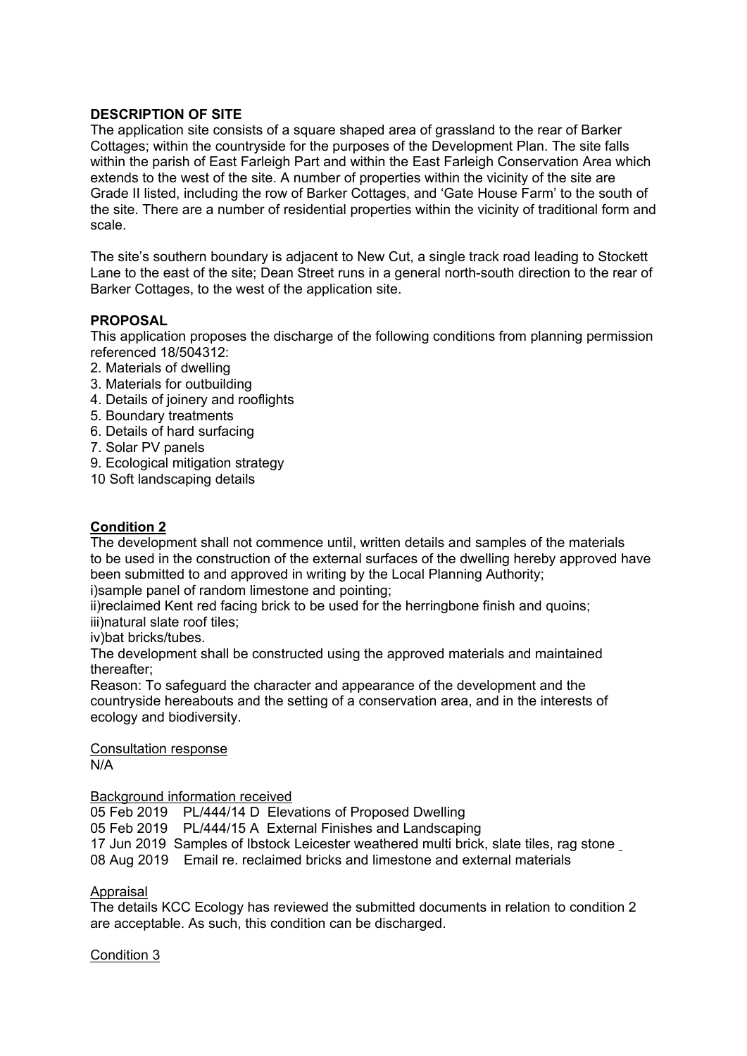**DESCRIPTION OF SITE**

The application site consists of a square shaped area of grassland to the rear of Barker Cottages; within the countryside for the purposes of the Development Plan. The site falls within the parish of East Farleigh Part and within the East Farleigh Conservation Area which extends to the west of the site. A number of properties within the vicinity of the site are Grade II listed, including the row of Barker Cottages, and 'Gate House Farm' to the south of the site. There are a number of residential properties within the vicinity of traditional form and scale.

The site's southern boundary is adjacent to New Cut, a single track road leading to Stockett Lane to the east of the site; Dean Street runs in a general north-south direction to the rear of Barker Cottages, to the west of the application site.

**PROPOSAL**

This application proposes the discharge of the following conditions from planning permission referenced 18/504312:

2. Materials of dwelling
3. Materials for outbuilding
4. Details of joinery and rooflights
5. Boundary treatments
6. Details of hard surfacing
7. Solar PV panels
9. Ecological mitigation strategy
10 Soft landscaping details

**Condition 2**

The development shall not commence until, written details and samples of the materials to be used in the construction of the external surfaces of the dwelling hereby approved have been submitted to and approved in writing by the Local Planning Authority;
i)sample panel of random limestone and pointing;
ii)reclaimed Kent red facing brick to be used for the herringbone finish and quoins;
iii)natural slate roof tiles;
iv)bat bricks/tubes.
The development shall be constructed using the approved materials and maintained thereafter;
Reason: To safeguard the character and appearance of the development and the countryside hereabouts and the setting of a conservation area, and in the interests of ecology and biodiversity.

Consultation response
N/A

Background information received
05 Feb 2019 PL/444/14 D Elevations of Proposed Dwelling
05 Feb 2019 PL/444/15 A External Finishes and Landscaping
17 Jun 2019 Samples of Ibstock Leicester weathered multi brick, slate tiles, rag stone
08 Aug 2019 Email re. reclaimed bricks and limestone and external materials

Appraisal
The details KCC Ecology has reviewed the submitted documents in relation to condition 2 are acceptable. As such, this condition can be discharged.

Condition 3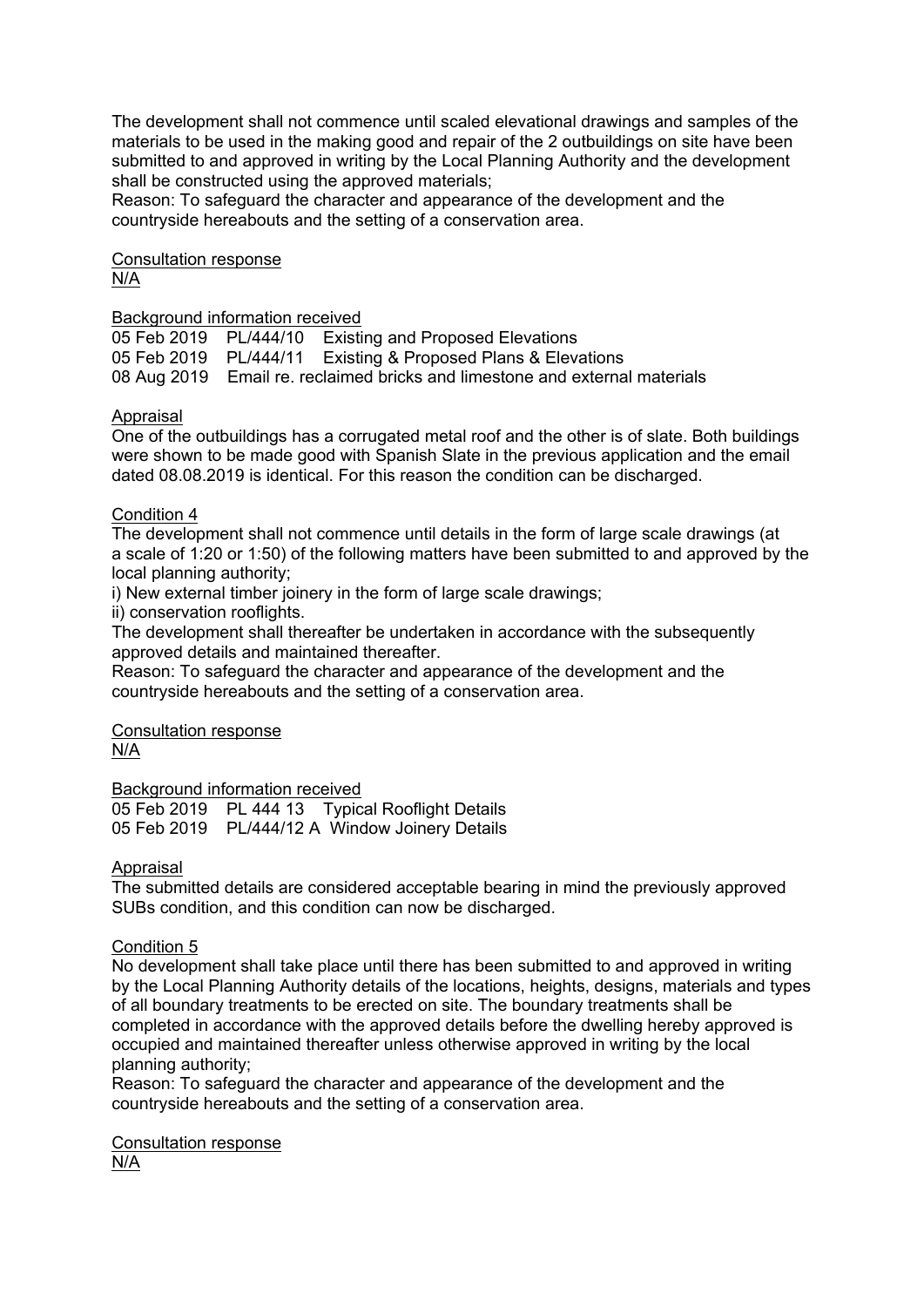The development shall not commence until scaled elevational drawings and samples of the materials to be used in the making good and repair of the 2 outbuildings on site have been submitted to and approved in writing by the Local Planning Authority and the development shall be constructed using the approved materials;

Reason: To safeguard the character and appearance of the development and the countryside hereabouts and the setting of a conservation area.

<u>Consultation response</u>
<u>N/A</u>

<u>Background information received</u>

05 Feb 2019 PL/444/10 Existing and Proposed Elevations
05 Feb 2019 PL/444/11 Existing & Proposed Plans & Elevations
08 Aug 2019 Email re. reclaimed bricks and limestone and external materials

<u>Appraisal</u>

One of the outbuildings has a corrugated metal roof and the other is of slate. Both buildings were shown to be made good with Spanish Slate in the previous application and the email dated 08.08.2019 is identical. For this reason the condition can be discharged.

<u>Condition 4</u>

The development shall not commence until details in the form of large scale drawings (at a scale of 1:20 or 1:50) of the following matters have been submitted to and approved by the local planning authority;

i) New external timber joinery in the form of large scale drawings;
ii) conservation rooflights.

The development shall thereafter be undertaken in accordance with the subsequently approved details and maintained thereafter.

Reason: To safeguard the character and appearance of the development and the countryside hereabouts and the setting of a conservation area.

<u>Consultation response</u>
<u>N/A</u>

<u>Background information received</u>

05 Feb 2019 PL 444 13 Typical Rooflight Details
05 Feb 2019 PL/444/12 A Window Joinery Details

<u>Appraisal</u>

The submitted details are considered acceptable bearing in mind the previously approved SUBs condition, and this condition can now be discharged.

<u>Condition 5</u>

No development shall take place until there has been submitted to and approved in writing by the Local Planning Authority details of the locations, heights, designs, materials and types of all boundary treatments to be erected on site. The boundary treatments shall be completed in accordance with the approved details before the dwelling hereby approved is occupied and maintained thereafter unless otherwise approved in writing by the local planning authority;

Reason: To safeguard the character and appearance of the development and the countryside hereabouts and the setting of a conservation area.

<u>Consultation response</u>
<u>N/A</u>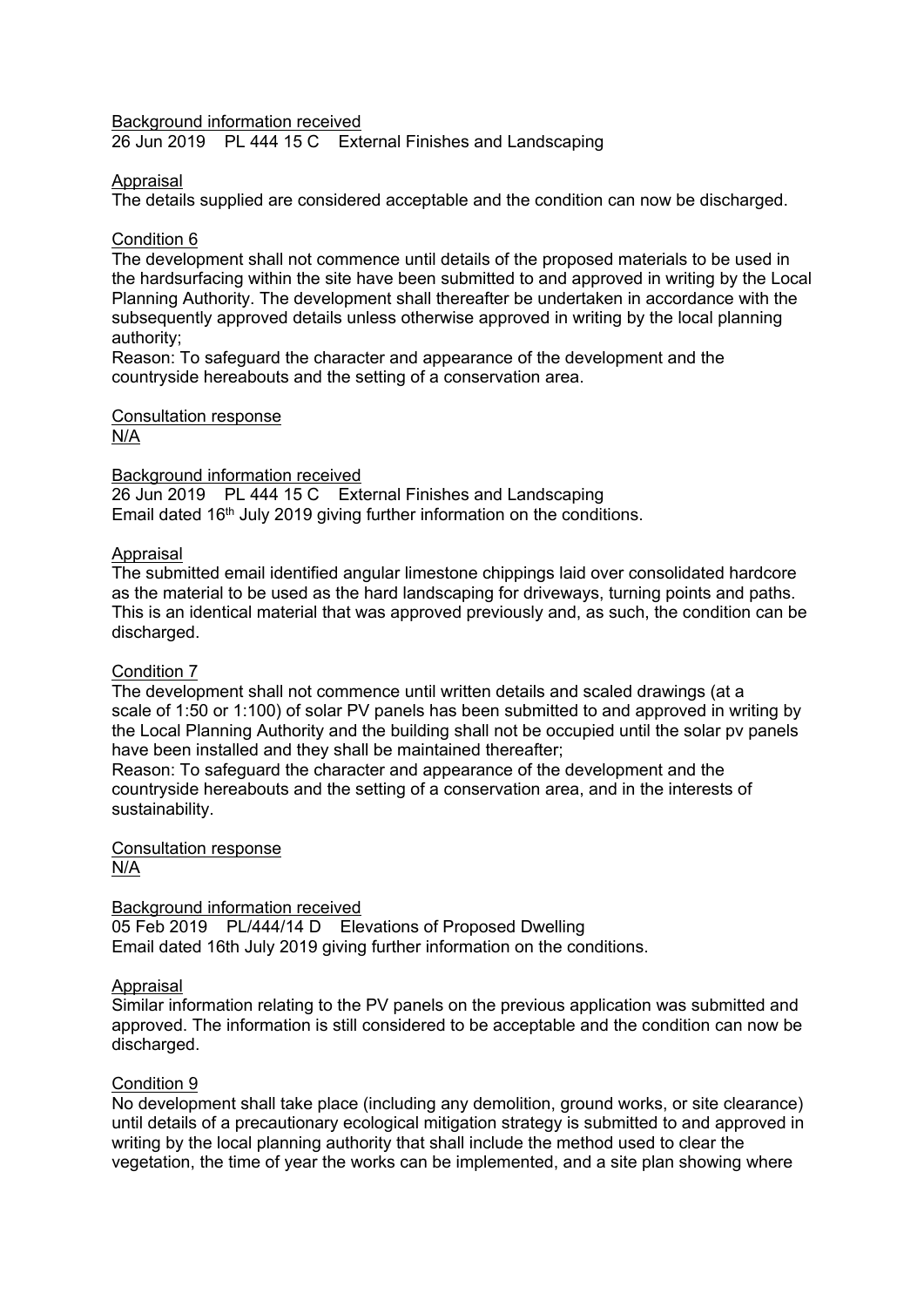Background information received

26 Jun 2019 PL 444 15 C External Finishes and Landscaping

Appraisal

The details supplied are considered acceptable and the condition can now be discharged.

Condition 6

The development shall not commence until details of the proposed materials to be used in the hardsurfacing within the site have been submitted to and approved in writing by the Local Planning Authority. The development shall thereafter be undertaken in accordance with the subsequently approved details unless otherwise approved in writing by the local planning authority;

Reason: To safeguard the character and appearance of the development and the countryside hereabouts and the setting of a conservation area.

Consultation response

N/A

Background information received

26 Jun 2019 PL 444 15 C External Finishes and Landscaping

Email dated 16th July 2019 giving further information on the conditions.

Appraisal

The submitted email identified angular limestone chippings laid over consolidated hardcore as the material to be used as the hard landscaping for driveways, turning points and paths. This is an identical material that was approved previously and, as such, the condition can be discharged.

Condition 7

The development shall not commence until written details and scaled drawings (at a scale of 1:50 or 1:100) of solar PV panels has been submitted to and approved in writing by the Local Planning Authority and the building shall not be occupied until the solar pv panels have been installed and they shall be maintained thereafter;

Reason: To safeguard the character and appearance of the development and the countryside hereabouts and the setting of a conservation area, and in the interests of sustainability.

Consultation response

N/A

Background information received

05 Feb 2019 PL/444/14 D Elevations of Proposed Dwelling

Email dated 16th July 2019 giving further information on the conditions.

Appraisal

Similar information relating to the PV panels on the previous application was submitted and approved. The information is still considered to be acceptable and the condition can now be discharged.

Condition 9

No development shall take place (including any demolition, ground works, or site clearance) until details of a precautionary ecological mitigation strategy is submitted to and approved in writing by the local planning authority that shall include the method used to clear the vegetation, the time of year the works can be implemented, and a site plan showing where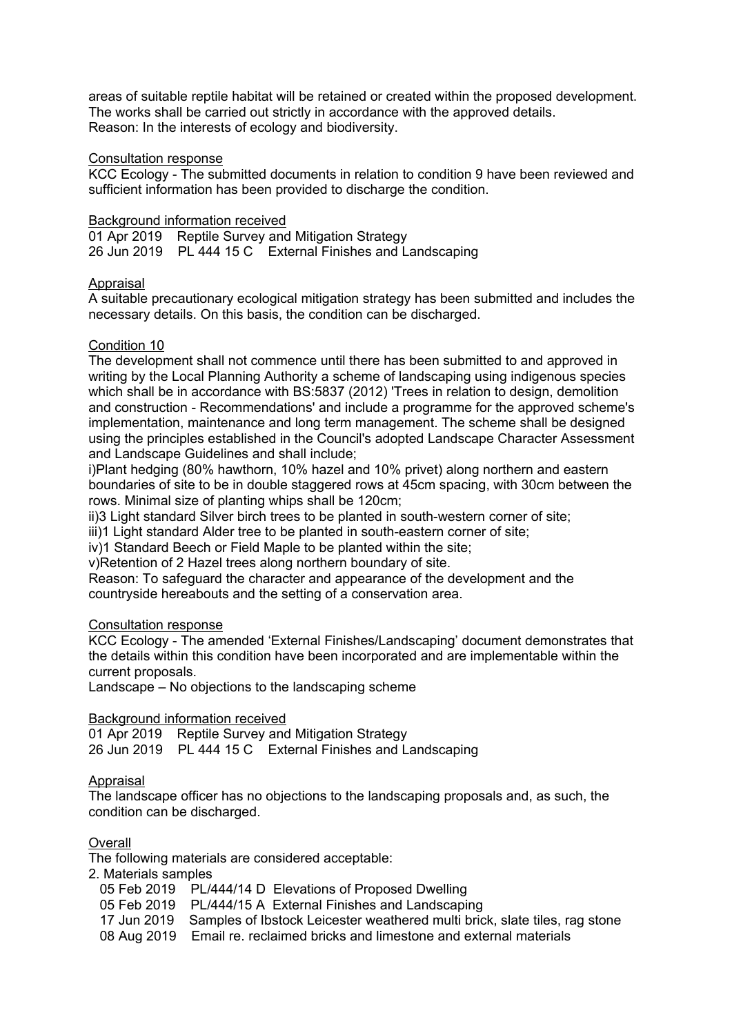areas of suitable reptile habitat will be retained or created within the proposed development. The works shall be carried out strictly in accordance with the approved details.
Reason: In the interests of ecology and biodiversity.

Consultation response

KCC Ecology - The submitted documents in relation to condition 9 have been reviewed and sufficient information has been provided to discharge the condition.

Background information received

01 Apr 2019 Reptile Survey and Mitigation Strategy
26 Jun 2019 PL 444 15 C External Finishes and Landscaping

Appraisal

A suitable precautionary ecological mitigation strategy has been submitted and includes the necessary details. On this basis, the condition can be discharged.

Condition 10

The development shall not commence until there has been submitted to and approved in writing by the Local Planning Authority a scheme of landscaping using indigenous species which shall be in accordance with BS:5837 (2012) 'Trees in relation to design, demolition and construction - Recommendations' and include a programme for the approved scheme's implementation, maintenance and long term management. The scheme shall be designed using the principles established in the Council's adopted Landscape Character Assessment and Landscape Guidelines and shall include;
i)Plant hedging (80% hawthorn, 10% hazel and 10% privet) along northern and eastern boundaries of site to be in double staggered rows at 45cm spacing, with 30cm between the rows. Minimal size of planting whips shall be 120cm;
ii)3 Light standard Silver birch trees to be planted in south-western corner of site;
iii)1 Light standard Alder tree to be planted in south-eastern corner of site;
iv)1 Standard Beech or Field Maple to be planted within the site;
v)Retention of 2 Hazel trees along northern boundary of site.
Reason: To safeguard the character and appearance of the development and the countryside hereabouts and the setting of a conservation area.

Consultation response

KCC Ecology - The amended 'External Finishes/Landscaping' document demonstrates that the details within this condition have been incorporated and are implementable within the current proposals.
Landscape – No objections to the landscaping scheme

Background information received

01 Apr 2019 Reptile Survey and Mitigation Strategy
26 Jun 2019 PL 444 15 C External Finishes and Landscaping

Appraisal

The landscape officer has no objections to the landscaping proposals and, as such, the condition can be discharged.

Overall

The following materials are considered acceptable:
2. Materials samples
05 Feb 2019 PL/444/14 D Elevations of Proposed Dwelling
05 Feb 2019 PL/444/15 A External Finishes and Landscaping
17 Jun 2019 Samples of Ibstock Leicester weathered multi brick, slate tiles, rag stone
08 Aug 2019 Email re. reclaimed bricks and limestone and external materials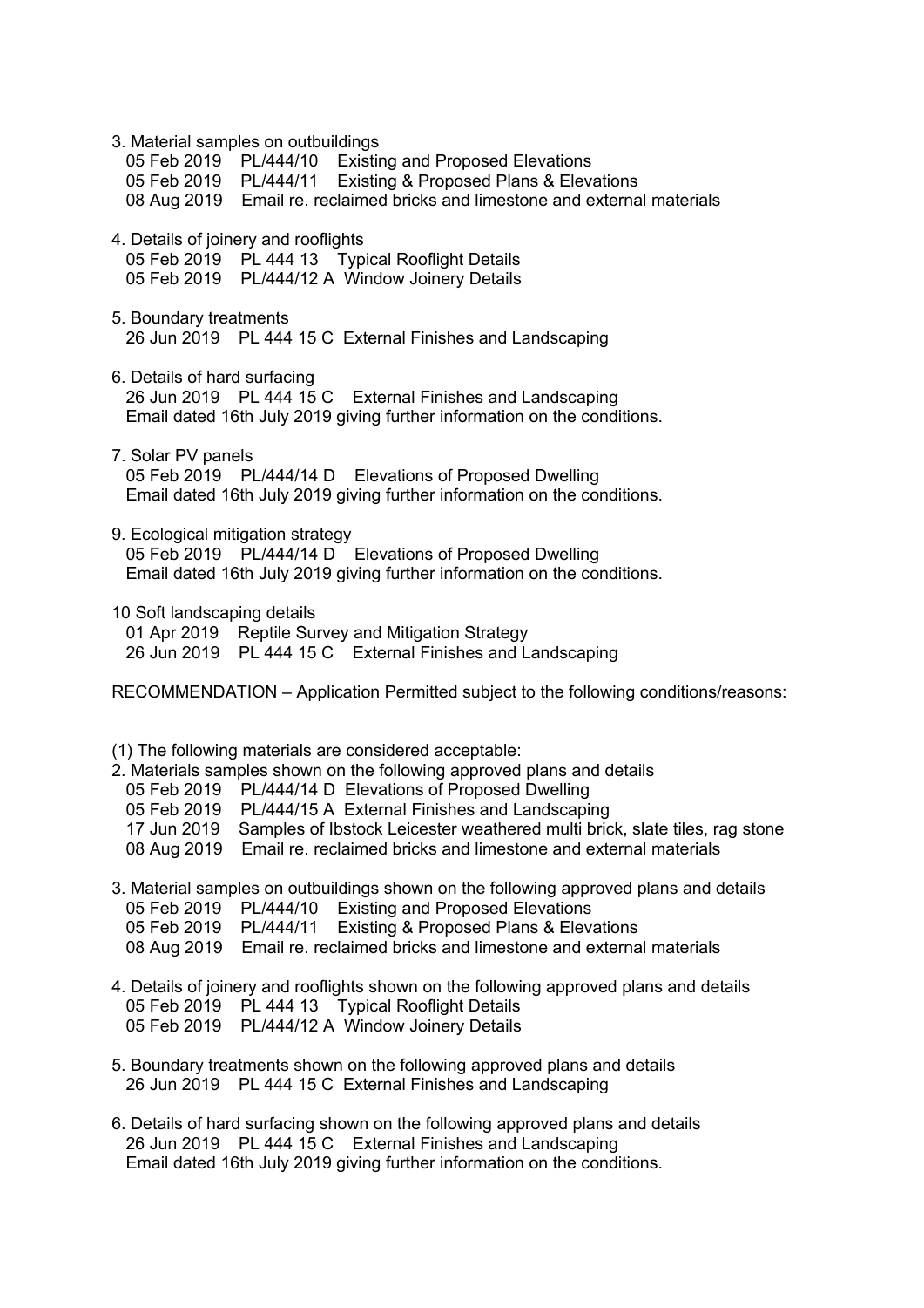3. Material samples on outbuildings
   05 Feb 2019    PL/444/10    Existing and Proposed Elevations
   05 Feb 2019    PL/444/11    Existing & Proposed Plans & Elevations
   08 Aug 2019    Email re. reclaimed bricks and limestone and external materials

4. Details of joinery and rooflights
   05 Feb 2019    PL 444 13    Typical Rooflight Details
   05 Feb 2019    PL/444/12 A  Window Joinery Details

5. Boundary treatments
   26 Jun 2019    PL 444 15 C  External Finishes and Landscaping

6. Details of hard surfacing
   26 Jun 2019    PL 444 15 C    External Finishes and Landscaping
   Email dated 16th July 2019 giving further information on the conditions.

7. Solar PV panels
   05 Feb 2019    PL/444/14 D    Elevations of Proposed Dwelling
   Email dated 16th July 2019 giving further information on the conditions.

9. Ecological mitigation strategy
   05 Feb 2019    PL/444/14 D    Elevations of Proposed Dwelling
   Email dated 16th July 2019 giving further information on the conditions.

10 Soft landscaping details
   01 Apr 2019    Reptile Survey and Mitigation Strategy
   26 Jun 2019    PL 444 15 C    External Finishes and Landscaping

RECOMMENDATION – Application Permitted subject to the following conditions/reasons:

(1) The following materials are considered acceptable:

2. Materials samples shown on the following approved plans and details
   05 Feb 2019    PL/444/14 D  Elevations of Proposed Dwelling
   05 Feb 2019    PL/444/15 A  External Finishes and Landscaping
   17 Jun 2019    Samples of Ibstock Leicester weathered multi brick, slate tiles, rag stone
   08 Aug 2019    Email re. reclaimed bricks and limestone and external materials

3. Material samples on outbuildings shown on the following approved plans and details
   05 Feb 2019    PL/444/10    Existing and Proposed Elevations
   05 Feb 2019    PL/444/11    Existing & Proposed Plans & Elevations
   08 Aug 2019    Email re. reclaimed bricks and limestone and external materials

4. Details of joinery and rooflights shown on the following approved plans and details
   05 Feb 2019    PL 444 13    Typical Rooflight Details
   05 Feb 2019    PL/444/12 A  Window Joinery Details

5. Boundary treatments shown on the following approved plans and details
   26 Jun 2019    PL 444 15 C  External Finishes and Landscaping

6. Details of hard surfacing shown on the following approved plans and details
   26 Jun 2019    PL 444 15 C    External Finishes and Landscaping
   Email dated 16th July 2019 giving further information on the conditions.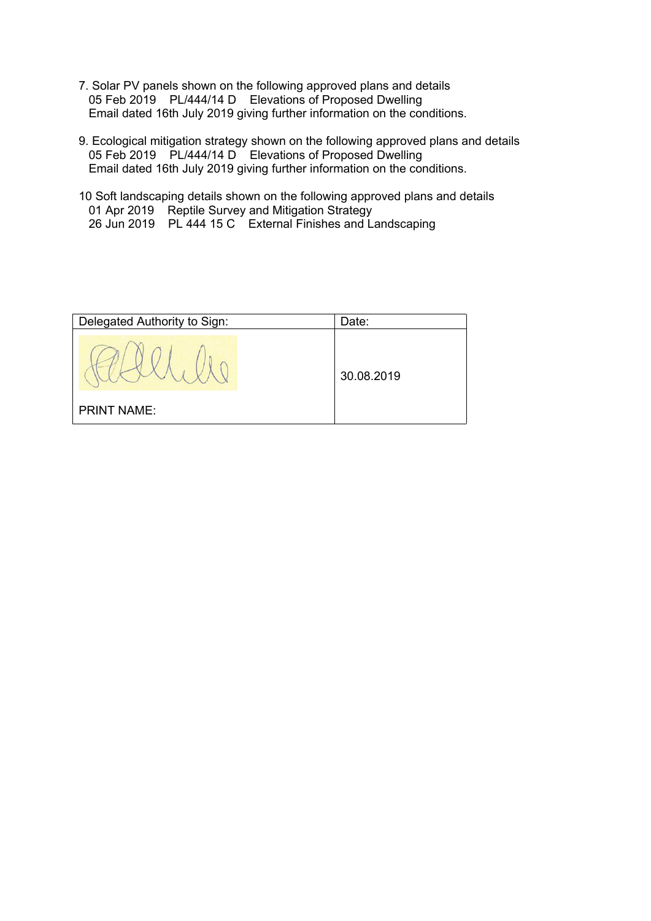7. Solar PV panels shown on the following approved plans and details
   05 Feb 2019    PL/444/14 D    Elevations of Proposed Dwelling
   Email dated 16th July 2019 giving further information on the conditions.

9. Ecological mitigation strategy shown on the following approved plans and details
   05 Feb 2019    PL/444/14 D    Elevations of Proposed Dwelling
   Email dated 16th July 2019 giving further information on the conditions.

10 Soft landscaping details shown on the following approved plans and details
   01 Apr 2019    Reptile Survey and Mitigation Strategy
   26 Jun 2019    PL 444 15 C    External Finishes and Landscaping

| Delegated Authority to Sign: | Date: |
| --- | --- |
| PRINT NAME: | 30.08.2019 |